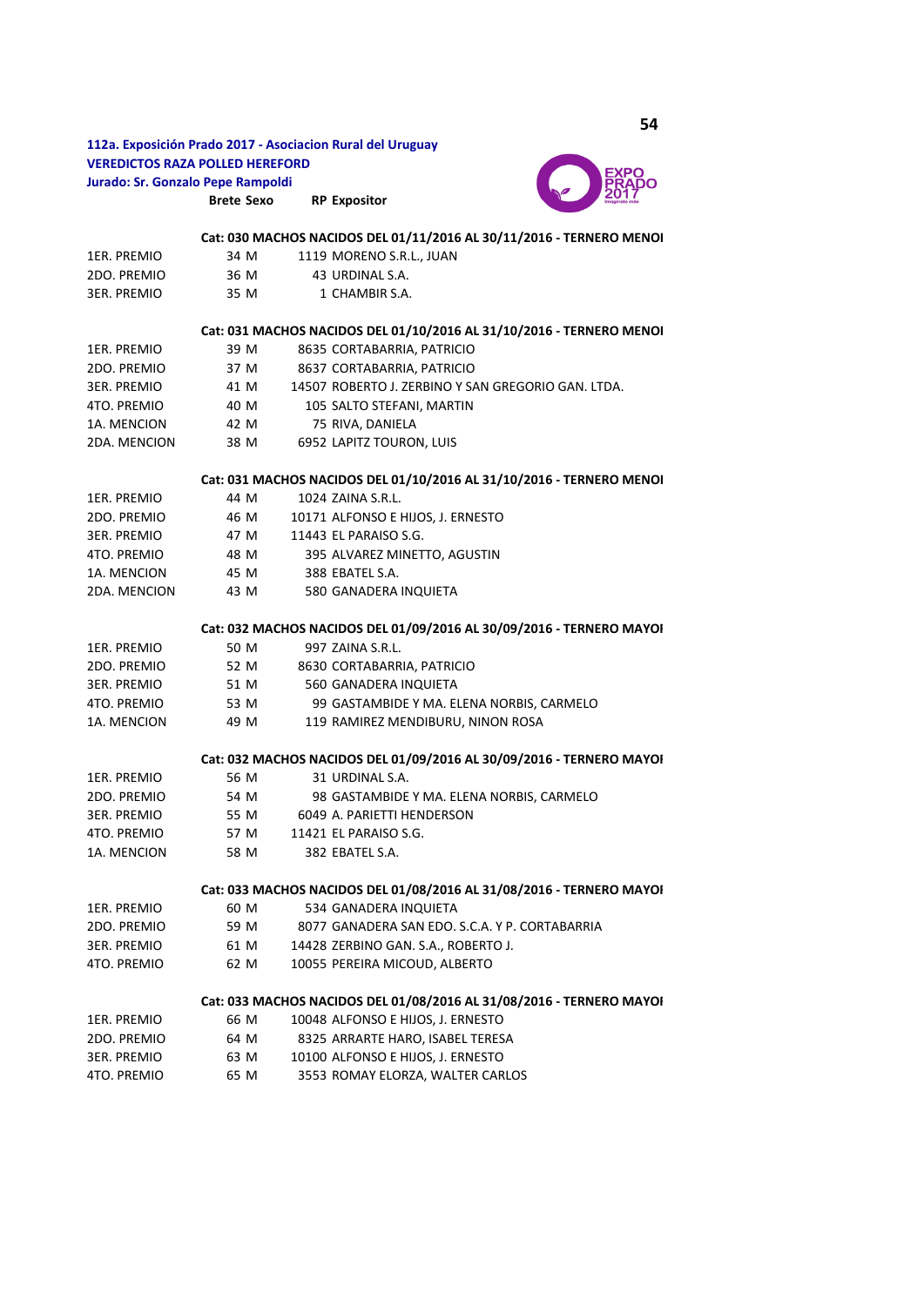**112a. Exposición Prado 2017 - Asociacion Rural del Uruguay**
**VEREDICTOS RAZA POLLED HEREFORD**
**Jurado: Sr. Gonzalo Pepe Rampoldi**

| | Brete | Sexo | RP | Expositor |
|---|---|---|---|---|
| | | | | **Cat: 030 MACHOS NACIDOS DEL 01/11/2016 AL 30/11/2016 - TERNERO MENOI** |
| 1ER. PREMIO | 34 | M | 1119 | MORENO S.R.L., JUAN |
| 2DO. PREMIO | 36 | M | 43 | URDINAL S.A. |
| 3ER. PREMIO | 35 | M | 1 | CHAMBIR S.A. |
| | | | | **Cat: 031 MACHOS NACIDOS DEL 01/10/2016 AL 31/10/2016 - TERNERO MENOI** |
| 1ER. PREMIO | 39 | M | 8635 | CORTABARRIA, PATRICIO |
| 2DO. PREMIO | 37 | M | 8637 | CORTABARRIA, PATRICIO |
| 3ER. PREMIO | 41 | M | 14507 | ROBERTO J. ZERBINO Y SAN GREGORIO GAN. LTDA. |
| 4TO. PREMIO | 40 | M | 105 | SALTO STEFANI, MARTIN |
| 1A. MENCION | 42 | M | 75 | RIVA, DANIELA |
| 2DA. MENCION | 38 | M | 6952 | LAPITZ TOURON, LUIS |
| | | | | **Cat: 031 MACHOS NACIDOS DEL 01/10/2016 AL 31/10/2016 - TERNERO MENOI** |
| 1ER. PREMIO | 44 | M | 1024 | ZAINA S.R.L. |
| 2DO. PREMIO | 46 | M | 10171 | ALFONSO E HIJOS, J. ERNESTO |
| 3ER. PREMIO | 47 | M | 11443 | EL PARAISO S.G. |
| 4TO. PREMIO | 48 | M | 395 | ALVAREZ MINETTO, AGUSTIN |
| 1A. MENCION | 45 | M | 388 | EBATEL S.A. |
| 2DA. MENCION | 43 | M | 580 | GANADERA INQUIETA |
| | | | | **Cat: 032 MACHOS NACIDOS DEL 01/09/2016 AL 30/09/2016 - TERNERO MAYOI** |
| 1ER. PREMIO | 50 | M | 997 | ZAINA S.R.L. |
| 2DO. PREMIO | 52 | M | 8630 | CORTABARRIA, PATRICIO |
| 3ER. PREMIO | 51 | M | 560 | GANADERA INQUIETA |
| 4TO. PREMIO | 53 | M | 99 | GASTAMBIDE Y MA. ELENA NORBIS, CARMELO |
| 1A. MENCION | 49 | M | 119 | RAMIREZ MENDIBURU, NINON ROSA |
| | | | | **Cat: 032 MACHOS NACIDOS DEL 01/09/2016 AL 30/09/2016 - TERNERO MAYOI** |
| 1ER. PREMIO | 56 | M | 31 | URDINAL S.A. |
| 2DO. PREMIO | 54 | M | 98 | GASTAMBIDE Y MA. ELENA NORBIS, CARMELO |
| 3ER. PREMIO | 55 | M | 6049 | A. PARIETTI HENDERSON |
| 4TO. PREMIO | 57 | M | 11421 | EL PARAISO S.G. |
| 1A. MENCION | 58 | M | 382 | EBATEL S.A. |
| | | | | **Cat: 033 MACHOS NACIDOS DEL 01/08/2016 AL 31/08/2016 - TERNERO MAYOI** |
| 1ER. PREMIO | 60 | M | 534 | GANADERA INQUIETA |
| 2DO. PREMIO | 59 | M | 8077 | GANADERA SAN EDO. S.C.A. Y P. CORTABARRIA |
| 3ER. PREMIO | 61 | M | 14428 | ZERBINO GAN. S.A., ROBERTO J. |
| 4TO. PREMIO | 62 | M | 10055 | PEREIRA MICOUD, ALBERTO |
| | | | | **Cat: 033 MACHOS NACIDOS DEL 01/08/2016 AL 31/08/2016 - TERNERO MAYOI** |
| 1ER. PREMIO | 66 | M | 10048 | ALFONSO E HIJOS, J. ERNESTO |
| 2DO. PREMIO | 64 | M | 8325 | ARRARTE HARO, ISABEL TERESA |
| 3ER. PREMIO | 63 | M | 10100 | ALFONSO E HIJOS, J. ERNESTO |
| 4TO. PREMIO | 65 | M | 3553 | ROMAY ELORZA, WALTER CARLOS |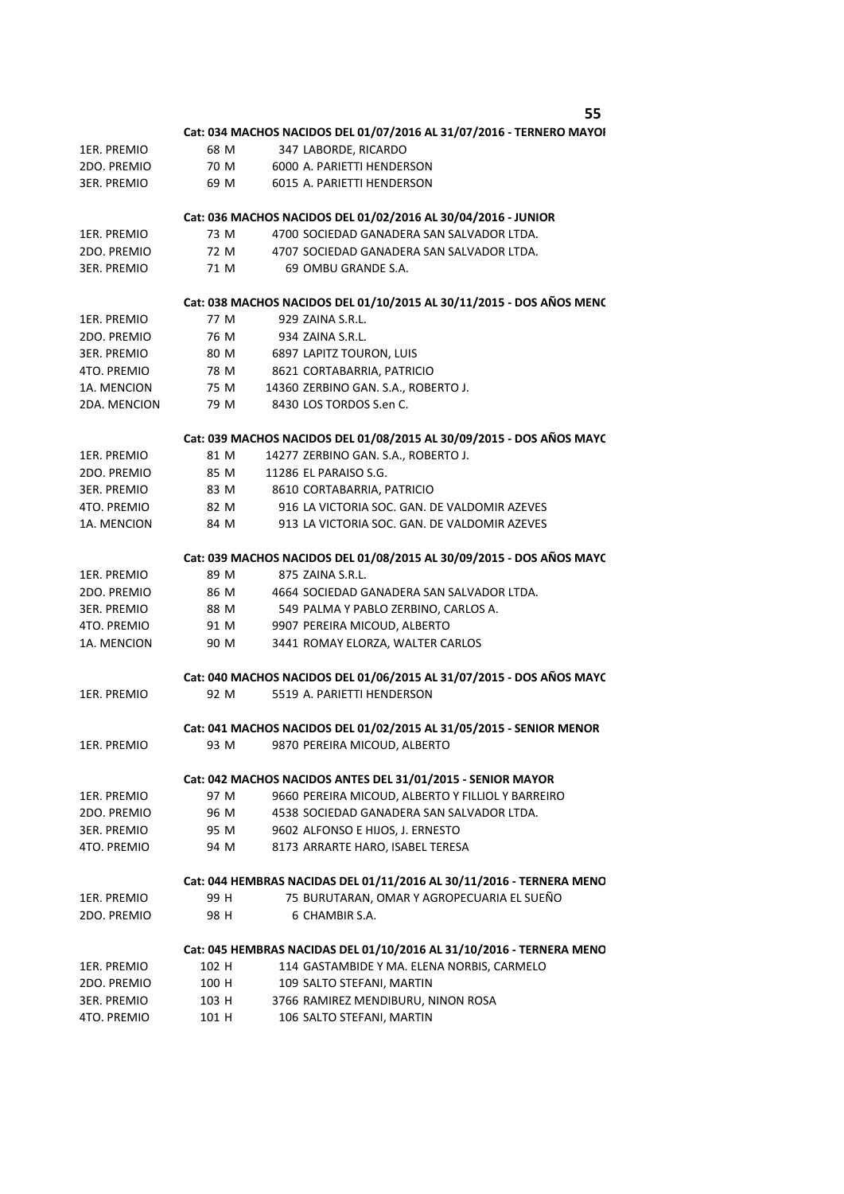**Cat: 034 MACHOS NACIDOS DEL 01/07/2016 AL 31/07/2016 - TERNERO MAYOI**

| | | |
|---|---|---|
| 1ER. PREMIO | 68 M | 347 LABORDE, RICARDO |
| 2DO. PREMIO | 70 M | 6000 A. PARIETTI HENDERSON |
| 3ER. PREMIO | 69 M | 6015 A. PARIETTI HENDERSON |

**Cat: 036 MACHOS NACIDOS DEL 01/02/2016 AL 30/04/2016 - JUNIOR**

| | | |
|---|---|---|
| 1ER. PREMIO | 73 M | 4700 SOCIEDAD GANADERA SAN SALVADOR LTDA. |
| 2DO. PREMIO | 72 M | 4707 SOCIEDAD GANADERA SAN SALVADOR LTDA. |
| 3ER. PREMIO | 71 M | 69 OMBU GRANDE S.A. |

**Cat: 038 MACHOS NACIDOS DEL 01/10/2015 AL 30/11/2015 - DOS AÑOS MENC**

| | | |
|---|---|---|
| 1ER. PREMIO | 77 M | 929 ZAINA S.R.L. |
| 2DO. PREMIO | 76 M | 934 ZAINA S.R.L. |
| 3ER. PREMIO | 80 M | 6897 LAPITZ TOURON, LUIS |
| 4TO. PREMIO | 78 M | 8621 CORTABARRIA, PATRICIO |
| 1A. MENCION | 75 M | 14360 ZERBINO GAN. S.A., ROBERTO J. |
| 2DA. MENCION | 79 M | 8430 LOS TORDOS S.en C. |

**Cat: 039 MACHOS NACIDOS DEL 01/08/2015 AL 30/09/2015 - DOS AÑOS MAYC**

| | | |
|---|---|---|
| 1ER. PREMIO | 81 M | 14277 ZERBINO GAN. S.A., ROBERTO J. |
| 2DO. PREMIO | 85 M | 11286 EL PARAISO S.G. |
| 3ER. PREMIO | 83 M | 8610 CORTABARRIA, PATRICIO |
| 4TO. PREMIO | 82 M | 916 LA VICTORIA SOC. GAN. DE VALDOMIR AZEVES |
| 1A. MENCION | 84 M | 913 LA VICTORIA SOC. GAN. DE VALDOMIR AZEVES |

**Cat: 039 MACHOS NACIDOS DEL 01/08/2015 AL 30/09/2015 - DOS AÑOS MAYC**

| | | |
|---|---|---|
| 1ER. PREMIO | 89 M | 875 ZAINA S.R.L. |
| 2DO. PREMIO | 86 M | 4664 SOCIEDAD GANADERA SAN SALVADOR LTDA. |
| 3ER. PREMIO | 88 M | 549 PALMA Y PABLO ZERBINO, CARLOS A. |
| 4TO. PREMIO | 91 M | 9907 PEREIRA MICOUD, ALBERTO |
| 1A. MENCION | 90 M | 3441 ROMAY ELORZA, WALTER CARLOS |

**Cat: 040 MACHOS NACIDOS DEL 01/06/2015 AL 31/07/2015 - DOS AÑOS MAYC**

| | | |
|---|---|---|
| 1ER. PREMIO | 92 M | 5519 A. PARIETTI HENDERSON |

**Cat: 041 MACHOS NACIDOS DEL 01/02/2015 AL 31/05/2015 - SENIOR MENOR**

| | | |
|---|---|---|
| 1ER. PREMIO | 93 M | 9870 PEREIRA MICOUD, ALBERTO |

**Cat: 042 MACHOS NACIDOS ANTES DEL 31/01/2015 - SENIOR MAYOR**

| | | |
|---|---|---|
| 1ER. PREMIO | 97 M | 9660 PEREIRA MICOUD, ALBERTO Y FILLIOL Y BARREIRO |
| 2DO. PREMIO | 96 M | 4538 SOCIEDAD GANADERA SAN SALVADOR LTDA. |
| 3ER. PREMIO | 95 M | 9602 ALFONSO E HIJOS, J. ERNESTO |
| 4TO. PREMIO | 94 M | 8173 ARRARTE HARO, ISABEL TERESA |

**Cat: 044 HEMBRAS NACIDAS DEL 01/11/2016 AL 30/11/2016 - TERNERA MENO**

| | | |
|---|---|---|
| 1ER. PREMIO | 99 H | 75 BURUTARAN, OMAR Y AGROPECUARIA EL SUEÑO |
| 2DO. PREMIO | 98 H | 6 CHAMBIR S.A. |

**Cat: 045 HEMBRAS NACIDAS DEL 01/10/2016 AL 31/10/2016 - TERNERA MENO**

| | | |
|---|---|---|
| 1ER. PREMIO | 102 H | 114 GASTAMBIDE Y MA. ELENA NORBIS, CARMELO |
| 2DO. PREMIO | 100 H | 109 SALTO STEFANI, MARTIN |
| 3ER. PREMIO | 103 H | 3766 RAMIREZ MENDIBURU, NINON ROSA |
| 4TO. PREMIO | 101 H | 106 SALTO STEFANI, MARTIN |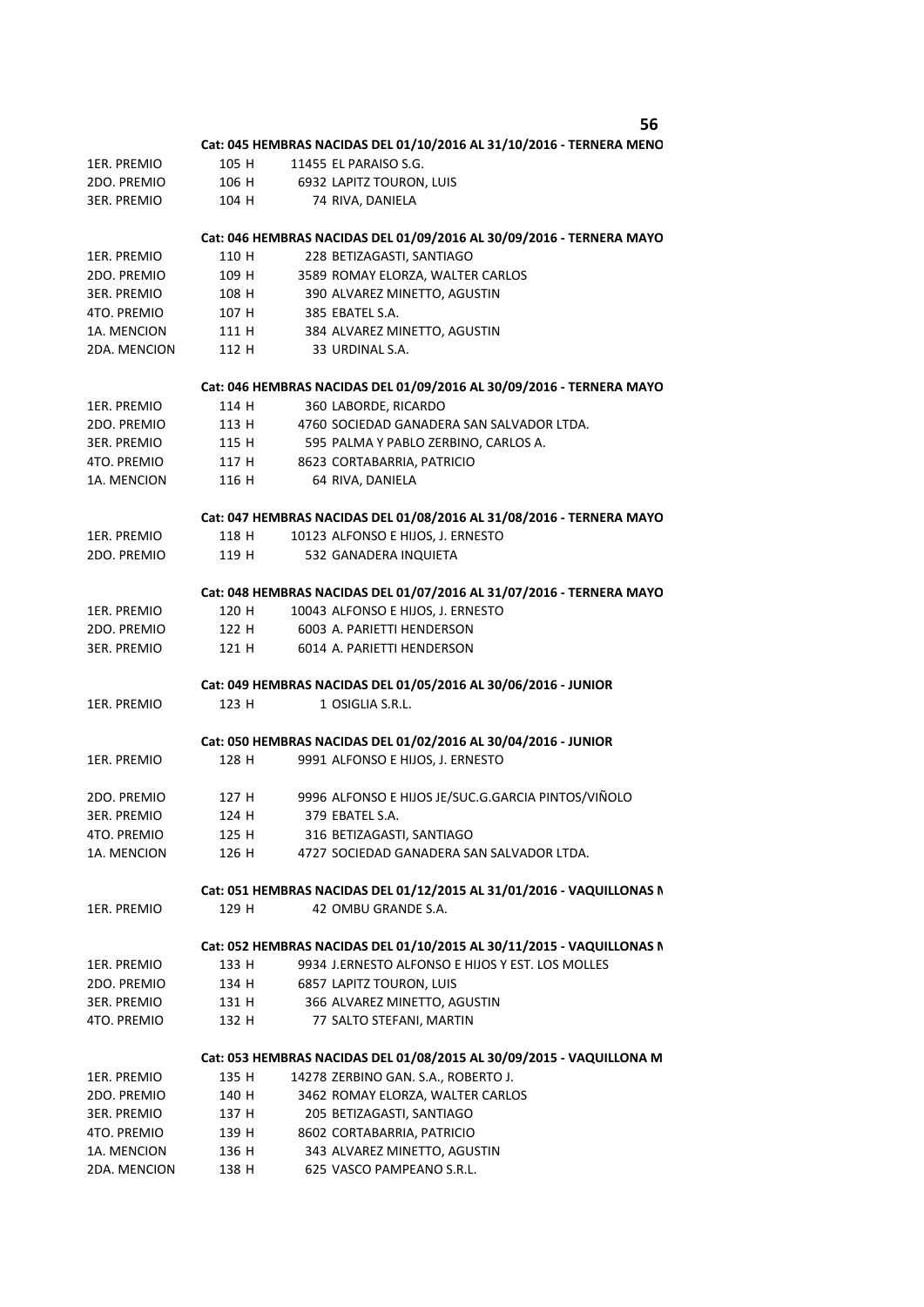**Cat: 045 HEMBRAS NACIDAS DEL 01/10/2016 AL 31/10/2016 - TERNERA MENO**

| | | | |
|---|---|---|---|
| 1ER. PREMIO | 105 H | 11455 | EL PARAISO S.G. |
| 2DO. PREMIO | 106 H | 6932 | LAPITZ TOURON, LUIS |
| 3ER. PREMIO | 104 H | 74 | RIVA, DANIELA |

**Cat: 046 HEMBRAS NACIDAS DEL 01/09/2016 AL 30/09/2016 - TERNERA MAYO**

| | | | |
|---|---|---|---|
| 1ER. PREMIO | 110 H | 228 | BETIZAGASTI, SANTIAGO |
| 2DO. PREMIO | 109 H | 3589 | ROMAY ELORZA, WALTER CARLOS |
| 3ER. PREMIO | 108 H | 390 | ALVAREZ MINETTO, AGUSTIN |
| 4TO. PREMIO | 107 H | 385 | EBATEL S.A. |
| 1A. MENCION | 111 H | 384 | ALVAREZ MINETTO, AGUSTIN |
| 2DA. MENCION | 112 H | 33 | URDINAL S.A. |

**Cat: 046 HEMBRAS NACIDAS DEL 01/09/2016 AL 30/09/2016 - TERNERA MAYO**

| | | | |
|---|---|---|---|
| 1ER. PREMIO | 114 H | 360 | LABORDE, RICARDO |
| 2DO. PREMIO | 113 H | 4760 | SOCIEDAD GANADERA SAN SALVADOR LTDA. |
| 3ER. PREMIO | 115 H | 595 | PALMA Y PABLO ZERBINO, CARLOS A. |
| 4TO. PREMIO | 117 H | 8623 | CORTABARRIA, PATRICIO |
| 1A. MENCION | 116 H | 64 | RIVA, DANIELA |

**Cat: 047 HEMBRAS NACIDAS DEL 01/08/2016 AL 31/08/2016 - TERNERA MAYO**

| | | | |
|---|---|---|---|
| 1ER. PREMIO | 118 H | 10123 | ALFONSO E HIJOS, J. ERNESTO |
| 2DO. PREMIO | 119 H | 532 | GANADERA INQUIETA |

**Cat: 048 HEMBRAS NACIDAS DEL 01/07/2016 AL 31/07/2016 - TERNERA MAYO**

| | | | |
|---|---|---|---|
| 1ER. PREMIO | 120 H | 10043 | ALFONSO E HIJOS, J. ERNESTO |
| 2DO. PREMIO | 122 H | 6003 | A. PARIETTI HENDERSON |
| 3ER. PREMIO | 121 H | 6014 | A. PARIETTI HENDERSON |

**Cat: 049 HEMBRAS NACIDAS DEL 01/05/2016 AL 30/06/2016 - JUNIOR**

| | | | |
|---|---|---|---|
| 1ER. PREMIO | 123 H | 1 | OSIGLIA S.R.L. |

**Cat: 050 HEMBRAS NACIDAS DEL 01/02/2016 AL 30/04/2016 - JUNIOR**

| | | | |
|---|---|---|---|
| 1ER. PREMIO | 128 H | 9991 | ALFONSO E HIJOS, J. ERNESTO |
| 2DO. PREMIO | 127 H | 9996 | ALFONSO E HIJOS JE/SUC.G.GARCIA PINTOS/VIÑOLO |
| 3ER. PREMIO | 124 H | 379 | EBATEL S.A. |
| 4TO. PREMIO | 125 H | 316 | BETIZAGASTI, SANTIAGO |
| 1A. MENCION | 126 H | 4727 | SOCIEDAD GANADERA SAN SALVADOR LTDA. |

**Cat: 051 HEMBRAS NACIDAS DEL 01/12/2015 AL 31/01/2016 - VAQUILLONAS M**

| | | | |
|---|---|---|---|
| 1ER. PREMIO | 129 H | 42 | OMBU GRANDE S.A. |

**Cat: 052 HEMBRAS NACIDAS DEL 01/10/2015 AL 30/11/2015 - VAQUILLONAS M**

| | | | |
|---|---|---|---|
| 1ER. PREMIO | 133 H | 9934 | J.ERNESTO ALFONSO E HIJOS Y EST. LOS MOLLES |
| 2DO. PREMIO | 134 H | 6857 | LAPITZ TOURON, LUIS |
| 3ER. PREMIO | 131 H | 366 | ALVAREZ MINETTO, AGUSTIN |
| 4TO. PREMIO | 132 H | 77 | SALTO STEFANI, MARTIN |

**Cat: 053 HEMBRAS NACIDAS DEL 01/08/2015 AL 30/09/2015 - VAQUILLONA M**

| | | | |
|---|---|---|---|
| 1ER. PREMIO | 135 H | 14278 | ZERBINO GAN. S.A., ROBERTO J. |
| 2DO. PREMIO | 140 H | 3462 | ROMAY ELORZA, WALTER CARLOS |
| 3ER. PREMIO | 137 H | 205 | BETIZAGASTI, SANTIAGO |
| 4TO. PREMIO | 139 H | 8602 | CORTABARRIA, PATRICIO |
| 1A. MENCION | 136 H | 343 | ALVAREZ MINETTO, AGUSTIN |
| 2DA. MENCION | 138 H | 625 | VASCO PAMPEANO S.R.L. |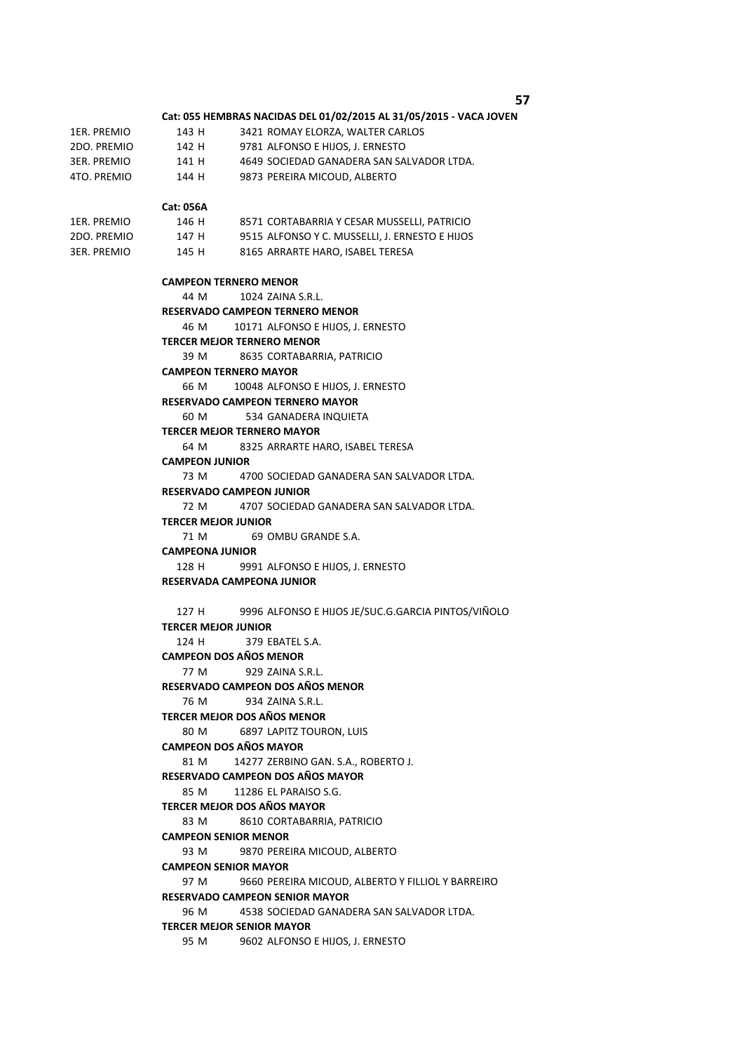**Cat: 055 HEMBRAS NACIDAS DEL 01/02/2015 AL 31/05/2015 - VACA JOVEN**

| | | |
|---|---|---|
| 1ER. PREMIO | 143 H | 3421 ROMAY ELORZA, WALTER CARLOS |
| 2DO. PREMIO | 142 H | 9781 ALFONSO E HIJOS, J. ERNESTO |
| 3ER. PREMIO | 141 H | 4649 SOCIEDAD GANADERA SAN SALVADOR LTDA. |
| 4TO. PREMIO | 144 H | 9873 PEREIRA MICOUD, ALBERTO |

**Cat: 056A**

| | | |
|---|---|---|
| 1ER. PREMIO | 146 H | 8571 CORTABARRIA Y CESAR MUSSELLI, PATRICIO |
| 2DO. PREMIO | 147 H | 9515 ALFONSO Y C. MUSSELLI, J. ERNESTO E HIJOS |
| 3ER. PREMIO | 145 H | 8165 ARRARTE HARO, ISABEL TERESA |

**CAMPEON TERNERO MENOR**

44 M 1024 ZAINA S.R.L.

**RESERVADO CAMPEON TERNERO MENOR**

46 M 10171 ALFONSO E HIJOS, J. ERNESTO

**TERCER MEJOR TERNERO MENOR**

39 M 8635 CORTABARRIA, PATRICIO

**CAMPEON TERNERO MAYOR**

66 M 10048 ALFONSO E HIJOS, J. ERNESTO

**RESERVADO CAMPEON TERNERO MAYOR**

60 M 534 GANADERA INQUIETA

**TERCER MEJOR TERNERO MAYOR**

64 M 8325 ARRARTE HARO, ISABEL TERESA

**CAMPEON JUNIOR**

73 M 4700 SOCIEDAD GANADERA SAN SALVADOR LTDA.

**RESERVADO CAMPEON JUNIOR**

72 M 4707 SOCIEDAD GANADERA SAN SALVADOR LTDA.

**TERCER MEJOR JUNIOR**

71 M 69 OMBU GRANDE S.A.

**CAMPEONA JUNIOR**

128 H 9991 ALFONSO E HIJOS, J. ERNESTO

**RESERVADA CAMPEONA JUNIOR**

127 H 9996 ALFONSO E HIJOS JE/SUC.G.GARCIA PINTOS/VIÑOLO

**TERCER MEJOR JUNIOR**

124 H 379 EBATEL S.A.

**CAMPEON DOS AÑOS MENOR**

77 M 929 ZAINA S.R.L.

**RESERVADO CAMPEON DOS AÑOS MENOR**

76 M 934 ZAINA S.R.L.

**TERCER MEJOR DOS AÑOS MENOR**

80 M 6897 LAPITZ TOURON, LUIS

**CAMPEON DOS AÑOS MAYOR**

81 M 14277 ZERBINO GAN. S.A., ROBERTO J.

**RESERVADO CAMPEON DOS AÑOS MAYOR**

85 M 11286 EL PARAISO S.G.

**TERCER MEJOR DOS AÑOS MAYOR**

83 M 8610 CORTABARRIA, PATRICIO

**CAMPEON SENIOR MENOR**

93 M 9870 PEREIRA MICOUD, ALBERTO

**CAMPEON SENIOR MAYOR**

97 M 9660 PEREIRA MICOUD, ALBERTO Y FILLIOL Y BARREIRO

**RESERVADO CAMPEON SENIOR MAYOR**

96 M 4538 SOCIEDAD GANADERA SAN SALVADOR LTDA.

**TERCER MEJOR SENIOR MAYOR**

95 M 9602 ALFONSO E HIJOS, J. ERNESTO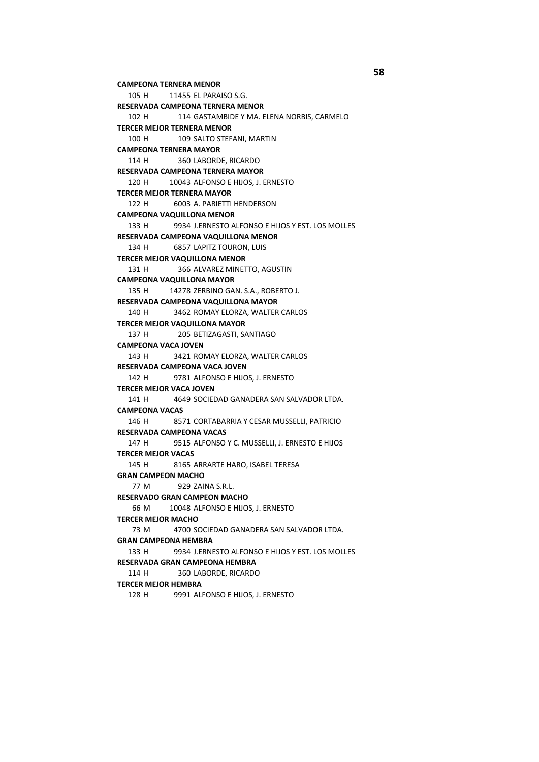**CAMPEONA TERNERA MENOR**

105 H 11455 EL PARAISO S.G.

**RESERVADA CAMPEONA TERNERA MENOR**

102 H 114 GASTAMBIDE Y MA. ELENA NORBIS, CARMELO

**TERCER MEJOR TERNERA MENOR**

100 H 109 SALTO STEFANI, MARTIN

**CAMPEONA TERNERA MAYOR**

114 H 360 LABORDE, RICARDO

**RESERVADA CAMPEONA TERNERA MAYOR**

120 H 10043 ALFONSO E HIJOS, J. ERNESTO

**TERCER MEJOR TERNERA MAYOR**

122 H 6003 A. PARIETTI HENDERSON

**CAMPEONA VAQUILLONA MENOR**

133 H 9934 J.ERNESTO ALFONSO E HIJOS Y EST. LOS MOLLES

**RESERVADA CAMPEONA VAQUILLONA MENOR**

134 H 6857 LAPITZ TOURON, LUIS

**TERCER MEJOR VAQUILLONA MENOR**

131 H 366 ALVAREZ MINETTO, AGUSTIN

**CAMPEONA VAQUILLONA MAYOR**

135 H 14278 ZERBINO GAN. S.A., ROBERTO J.

**RESERVADA CAMPEONA VAQUILLONA MAYOR**

140 H 3462 ROMAY ELORZA, WALTER CARLOS

**TERCER MEJOR VAQUILLONA MAYOR**

137 H 205 BETIZAGASTI, SANTIAGO

**CAMPEONA VACA JOVEN**

143 H 3421 ROMAY ELORZA, WALTER CARLOS

**RESERVADA CAMPEONA VACA JOVEN**

142 H 9781 ALFONSO E HIJOS, J. ERNESTO

**TERCER MEJOR VACA JOVEN**

141 H 4649 SOCIEDAD GANADERA SAN SALVADOR LTDA.

**CAMPEONA VACAS**

146 H 8571 CORTABARRIA Y CESAR MUSSELLI, PATRICIO

**RESERVADA CAMPEONA VACAS**

147 H 9515 ALFONSO Y C. MUSSELLI, J. ERNESTO E HIJOS

**TERCER MEJOR VACAS**

145 H 8165 ARRARTE HARO, ISABEL TERESA

**GRAN CAMPEON MACHO**

77 M 929 ZAINA S.R.L.

**RESERVADO GRAN CAMPEON MACHO**

66 M 10048 ALFONSO E HIJOS, J. ERNESTO

**TERCER MEJOR MACHO**

73 M 4700 SOCIEDAD GANADERA SAN SALVADOR LTDA.

**GRAN CAMPEONA HEMBRA**

133 H 9934 J.ERNESTO ALFONSO E HIJOS Y EST. LOS MOLLES

**RESERVADA GRAN CAMPEONA HEMBRA**

114 H 360 LABORDE, RICARDO

**TERCER MEJOR HEMBRA**

128 H 9991 ALFONSO E HIJOS, J. ERNESTO